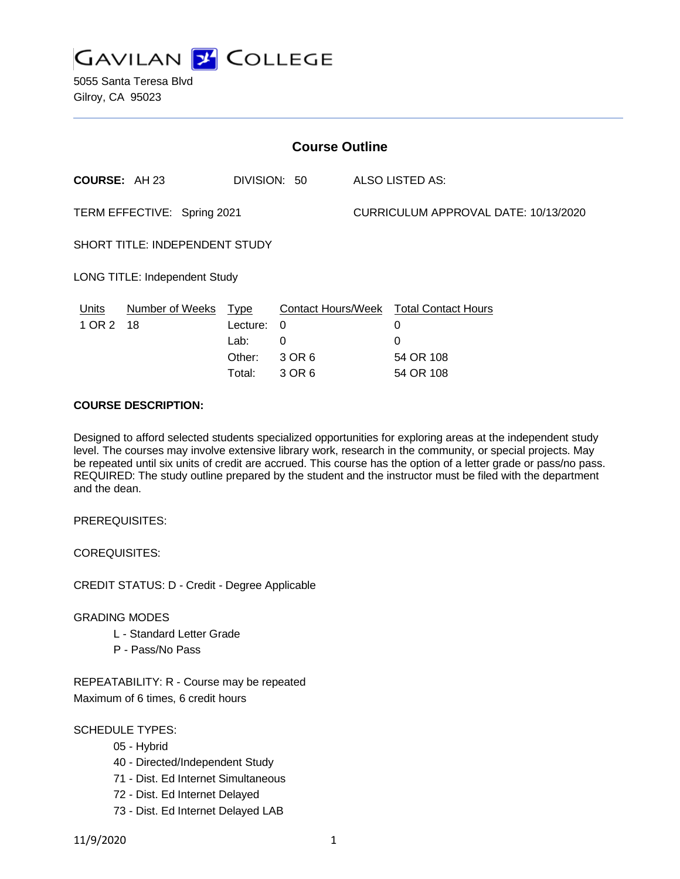# GAVILAN COLLEGE

5055 Santa Teresa Blvd
Gilroy, CA 95023

## Course Outline

**COURSE:** AH 23 DIVISION: 50 ALSO LISTED AS:

TERM EFFECTIVE: Spring 2021 CURRICULUM APPROVAL DATE: 10/13/2020

SHORT TITLE: INDEPENDENT STUDY

LONG TITLE: Independent Study

| Units | Number of Weeks | Type | Contact Hours/Week | Total Contact Hours |
|---|---|---|---|---|
| 1 OR 2 | 18 | Lecture: | 0 | 0 |
| | | Lab: | 0 | 0 |
| | | Other: | 3 OR 6 | 54 OR 108 |
| | | Total: | 3 OR 6 | 54 OR 108 |

**COURSE DESCRIPTION:**

Designed to afford selected students specialized opportunities for exploring areas at the independent study level. The courses may involve extensive library work, research in the community, or special projects. May be repeated until six units of credit are accrued. This course has the option of a letter grade or pass/no pass. REQUIRED: The study outline prepared by the student and the instructor must be filed with the department and the dean.

PREREQUISITES:

COREQUISITES:

CREDIT STATUS: D - Credit - Degree Applicable

GRADING MODES

- L - Standard Letter Grade
- P - Pass/No Pass

REPEATABILITY: R - Course may be repeated
Maximum of 6 times, 6 credit hours

SCHEDULE TYPES:

- 05 - Hybrid
- 40 - Directed/Independent Study
- 71 - Dist. Ed Internet Simultaneous
- 72 - Dist. Ed Internet Delayed
- 73 - Dist. Ed Internet Delayed LAB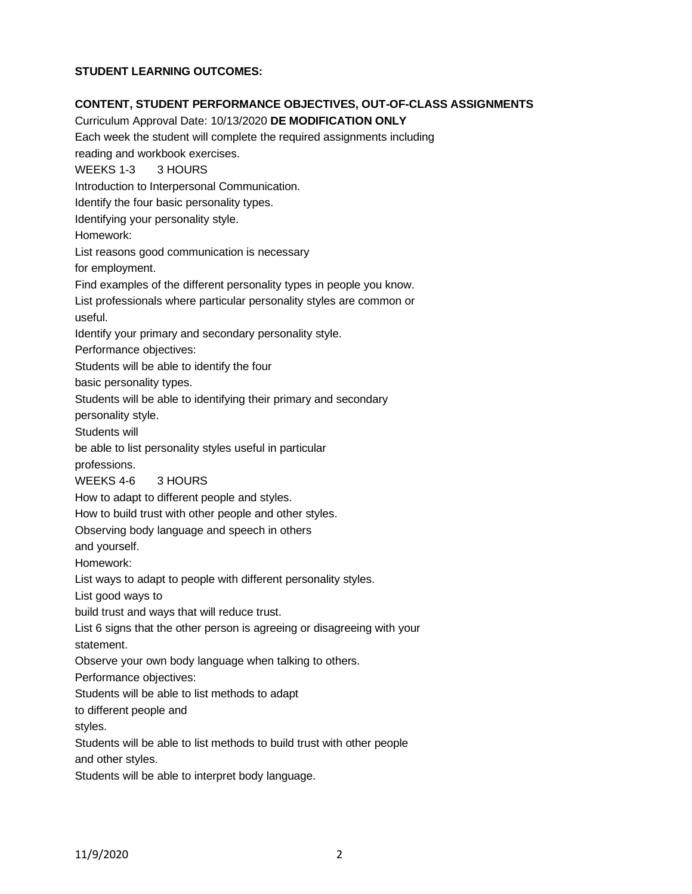**STUDENT LEARNING OUTCOMES:**

**CONTENT, STUDENT PERFORMANCE OBJECTIVES, OUT-OF-CLASS ASSIGNMENTS**

Curriculum Approval Date: 10/13/2020 **DE MODIFICATION ONLY**

Each week the student will complete the required assignments including reading and workbook exercises.

WEEKS 1-3 3 HOURS

Introduction to Interpersonal Communication.

Identify the four basic personality types.

Identifying your personality style.

Homework:

List reasons good communication is necessary for employment.

Find examples of the different personality types in people you know.

List professionals where particular personality styles are common or useful.

Identify your primary and secondary personality style.

Performance objectives:

Students will be able to identify the four basic personality types.

Students will be able to identifying their primary and secondary personality style.

Students will be able to list personality styles useful in particular professions.

WEEKS 4-6 3 HOURS

How to adapt to different people and styles.

How to build trust with other people and other styles.

Observing body language and speech in others and yourself.

Homework:

List ways to adapt to people with different personality styles.

List good ways to build trust and ways that will reduce trust.

List 6 signs that the other person is agreeing or disagreeing with your statement.

Observe your own body language when talking to others.

Performance objectives:

Students will be able to list methods to adapt to different people and styles.

Students will be able to list methods to build trust with other people and other styles.

Students will be able to interpret body language.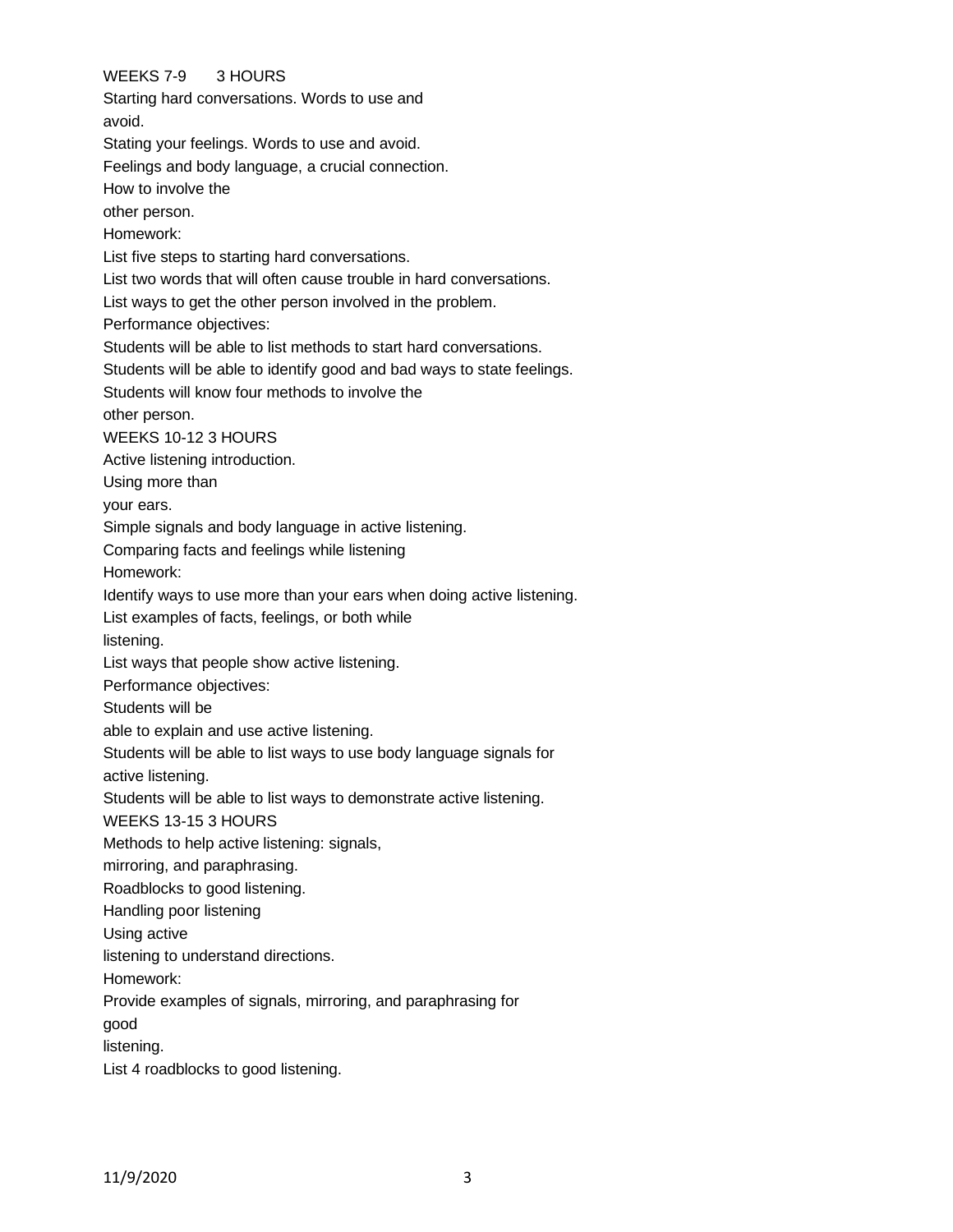WEEKS 7-9 3 HOURS

Starting hard conversations. Words to use and avoid.

Stating your feelings. Words to use and avoid.

Feelings and body language, a crucial connection.

How to involve the other person.

Homework:

List five steps to starting hard conversations.

List two words that will often cause trouble in hard conversations.

List ways to get the other person involved in the problem.

Performance objectives:

Students will be able to list methods to start hard conversations.

Students will be able to identify good and bad ways to state feelings.

Students will know four methods to involve the other person.

WEEKS 10-12 3 HOURS

Active listening introduction.

Using more than your ears.

Simple signals and body language in active listening.

Comparing facts and feelings while listening

Homework:

Identify ways to use more than your ears when doing active listening.

List examples of facts, feelings, or both while listening.

List ways that people show active listening.

Performance objectives:

Students will be able to explain and use active listening.

Students will be able to list ways to use body language signals for active listening.

Students will be able to list ways to demonstrate active listening.

WEEKS 13-15 3 HOURS

Methods to help active listening: signals, mirroring, and paraphrasing.

Roadblocks to good listening.

Handling poor listening

Using active listening to understand directions.

Homework:

Provide examples of signals, mirroring, and paraphrasing for good listening.

List 4 roadblocks to good listening.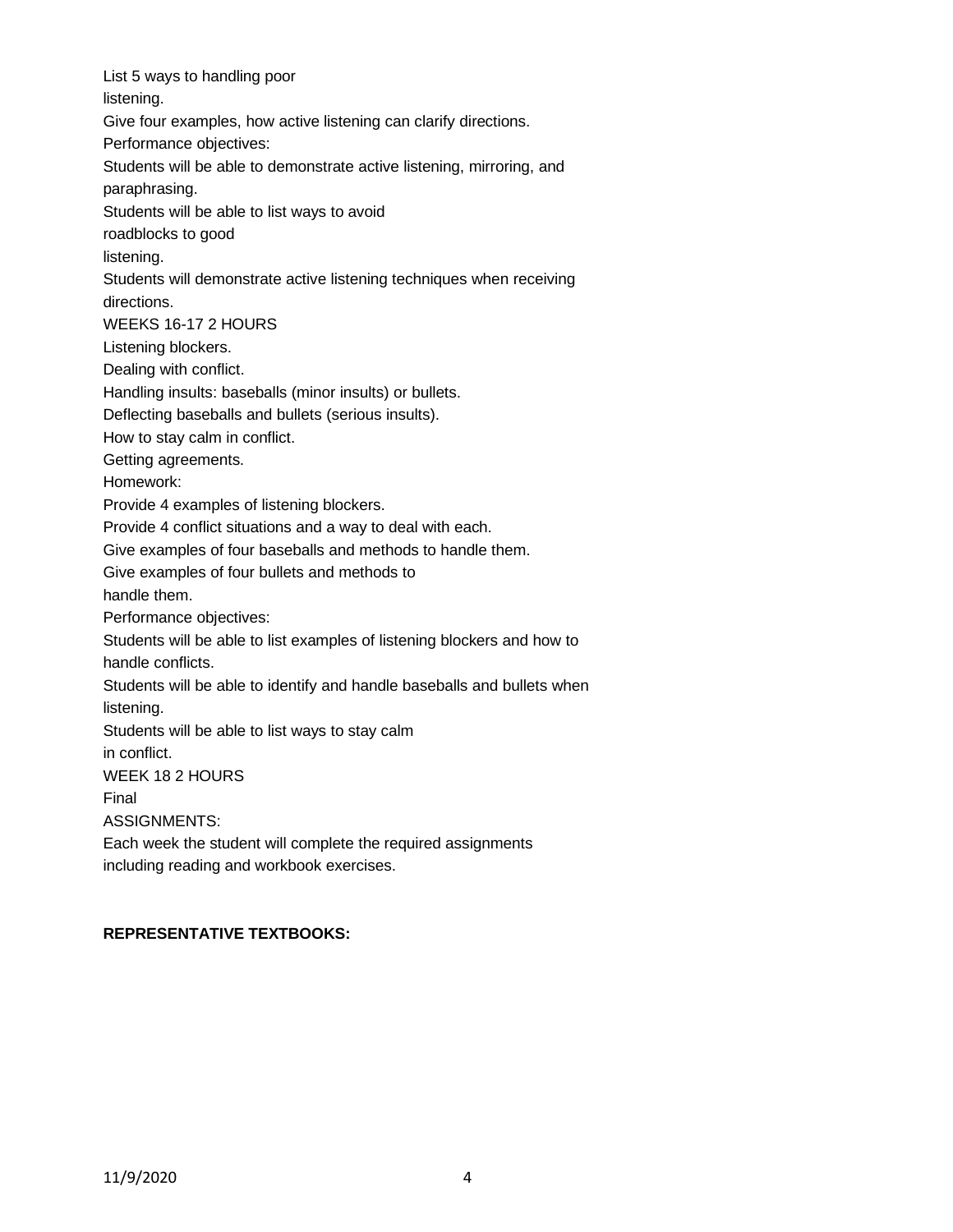List 5 ways to handling poor listening.

Give four examples, how active listening can clarify directions.

Performance objectives:

Students will be able to demonstrate active listening, mirroring, and paraphrasing.

Students will be able to list ways to avoid roadblocks to good listening.

Students will demonstrate active listening techniques when receiving directions.

WEEKS 16-17 2 HOURS

Listening blockers.

Dealing with conflict.

Handling insults: baseballs (minor insults) or bullets.

Deflecting baseballs and bullets (serious insults).

How to stay calm in conflict.

Getting agreements.

Homework:

Provide 4 examples of listening blockers.

Provide 4 conflict situations and a way to deal with each.

Give examples of four baseballs and methods to handle them.

Give examples of four bullets and methods to handle them.

Performance objectives:

Students will be able to list examples of listening blockers and how to handle conflicts.

Students will be able to identify and handle baseballs and bullets when listening.

Students will be able to list ways to stay calm in conflict.

WEEK 18 2 HOURS

Final

ASSIGNMENTS:

Each week the student will complete the required assignments including reading and workbook exercises.

**REPRESENTATIVE TEXTBOOKS:**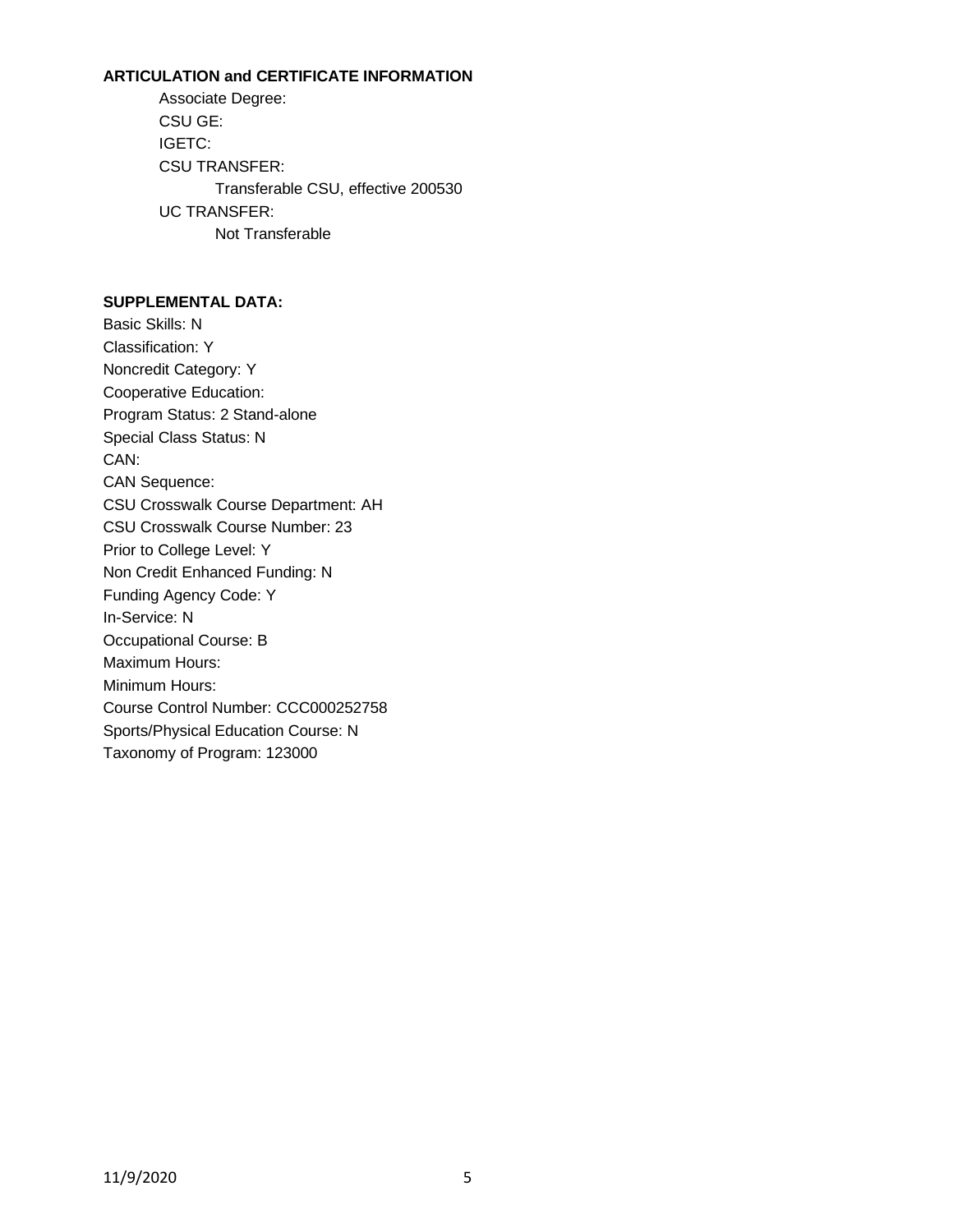**ARTICULATION and CERTIFICATE INFORMATION**

Associate Degree:

CSU GE:

IGETC:

CSU TRANSFER:

Transferable CSU, effective 200530

UC TRANSFER:

Not Transferable

**SUPPLEMENTAL DATA:**

Basic Skills: N

Classification: Y

Noncredit Category: Y

Cooperative Education:

Program Status: 2 Stand-alone

Special Class Status: N

CAN:

CAN Sequence:

CSU Crosswalk Course Department: AH

CSU Crosswalk Course Number: 23

Prior to College Level: Y

Non Credit Enhanced Funding: N

Funding Agency Code: Y

In-Service: N

Occupational Course: B

Maximum Hours:

Minimum Hours:

Course Control Number: CCC000252758

Sports/Physical Education Course: N

Taxonomy of Program: 123000